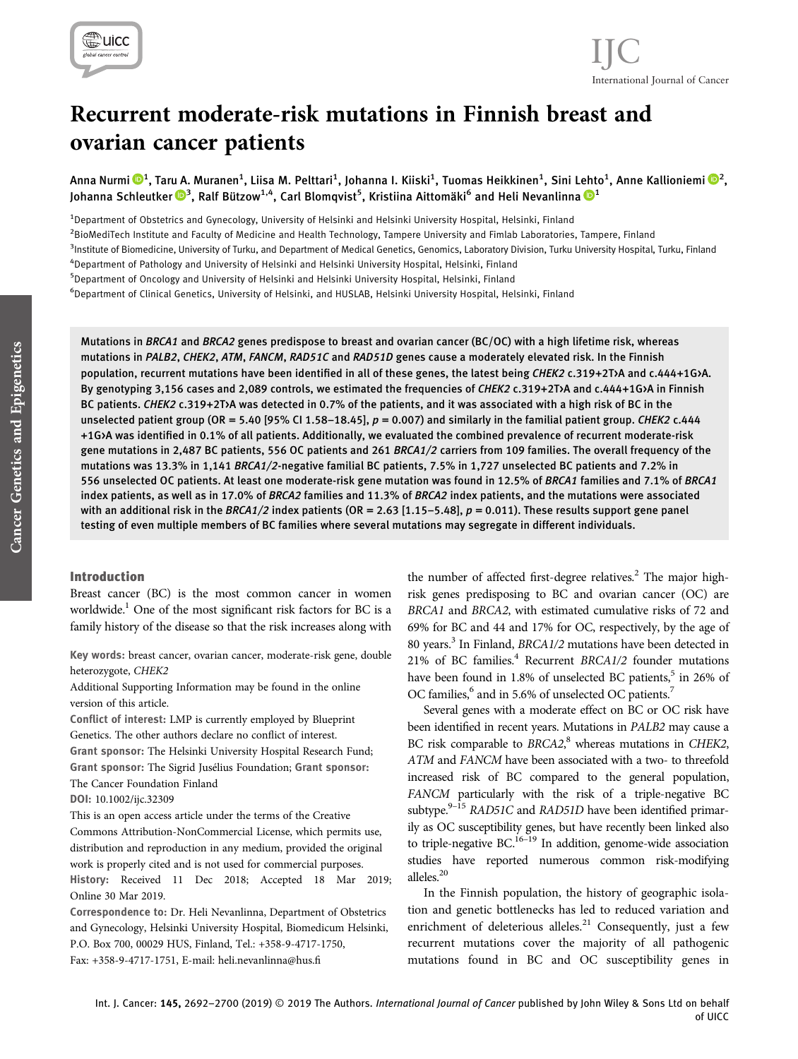# Recurrent moderate-risk mutations in Finnish breast and ovarian cancer patients

Anna Nurmi[1], Taru A. Muranen[1], Liisa M. Pelttari[1], Johanna I. Kiiski[1], Tuomas Heikkinen[1], Sini Lehto[1], Anne Kallioniemi[2], Johanna Schleutker[3], Ralf Bützow[1,4], Carl Blomqvist[5], Kristiina Aittomäki[6] and Heli Nevanlinna[1]

[1]Department of Obstetrics and Gynecology, University of Helsinki and Helsinki University Hospital, Helsinki, Finland

[2]BioMediTech Institute and Faculty of Medicine and Health Technology, Tampere University and Fimlab Laboratories, Tampere, Finland

[3]Institute of Biomedicine, University of Turku, and Department of Medical Genetics, Genomics, Laboratory Division, Turku University Hospital, Turku, Finland

[4]Department of Pathology and University of Helsinki and Helsinki University Hospital, Helsinki, Finland

[5]Department of Oncology and University of Helsinki and Helsinki University Hospital, Helsinki, Finland

[6]Department of Clinical Genetics, University of Helsinki, and HUSLAB, Helsinki University Hospital, Helsinki, Finland

Mutations in *BRCA1* and *BRCA2* genes predispose to breast and ovarian cancer (BC/OC) with a high lifetime risk, whereas mutations in *PALB2*, *CHEK2*, *ATM*, *FANCM*, *RAD51C* and *RAD51D* genes cause a moderately elevated risk. In the Finnish population, recurrent mutations have been identified in all of these genes, the latest being *CHEK2* c.319+2T›A and c.444+1G›A. By genotyping 3,156 cases and 2,089 controls, we estimated the frequencies of *CHEK2* c.319+2T›A and c.444+1G›A in Finnish BC patients. *CHEK2* c.319+2T›A was detected in 0.7% of the patients, and it was associated with a high risk of BC in the unselected patient group (OR = 5.40 [95% CI 1.58–18.45], $p = 0.007$) and similarly in the familial patient group. *CHEK2* c.444+1G›A was identified in 0.1% of all patients. Additionally, we evaluated the combined prevalence of recurrent moderate-risk gene mutations in 2,487 BC patients, 556 OC patients and 261 *BRCA1/2* carriers from 109 families. The overall frequency of the mutations was 13.3% in 1,141 *BRCA1/2*-negative familial BC patients, 7.5% in 1,727 unselected BC patients and 7.2% in 556 unselected OC patients. At least one moderate-risk gene mutation was found in 12.5% of *BRCA1* families and 7.1% of *BRCA1* index patients, as well as in 17.0% of *BRCA2* families and 11.3% of *BRCA2* index patients, and the mutations were associated with an additional risk in the *BRCA1/2* index patients (OR = 2.63 [1.15–5.48], $p = 0.011$). These results support gene panel testing of even multiple members of BC families where several mutations may segregate in different individuals.

## Introduction

Breast cancer (BC) is the most common cancer in women worldwide.[1] One of the most significant risk factors for BC is a family history of the disease so that the risk increases along with the number of affected first-degree relatives.[2] The major high-risk genes predisposing to BC and ovarian cancer (OC) are *BRCA1* and *BRCA2*, with estimated cumulative risks of 72 and 69% for BC and 44 and 17% for OC, respectively, by the age of 80 years.[3] In Finland, *BRCA1/2* mutations have been detected in 21% of BC families.[4] Recurrent *BRCA1/2* founder mutations have been found in 1.8% of unselected BC patients,[5] in 26% of OC families,[6] and in 5.6% of unselected OC patients.[7]

Several genes with a moderate effect on BC or OC risk have been identified in recent years. Mutations in *PALB2* may cause a BC risk comparable to *BRCA2*,[8] whereas mutations in *CHEK2*, *ATM* and *FANCM* have been associated with a two- to threefold increased risk of BC compared to the general population, *FANCM* particularly with the risk of a triple-negative BC subtype.[9–15] *RAD51C* and *RAD51D* have been identified primarily as OC susceptibility genes, but have recently been linked also to triple-negative BC.[16–19] In addition, genome-wide association studies have reported numerous common risk-modifying alleles.[20]

In the Finnish population, the history of geographic isolation and genetic bottlenecks has led to reduced variation and enrichment of deleterious alleles.[21] Consequently, just a few recurrent mutations cover the majority of all pathogenic mutations found in BC and OC susceptibility genes in

**Key words:** breast cancer, ovarian cancer, moderate-risk gene, double heterozygote, *CHEK2*

Additional Supporting Information may be found in the online version of this article.

**Conflict of interest:** LMP is currently employed by Blueprint Genetics. The other authors declare no conflict of interest.

**Grant sponsor:** The Helsinki University Hospital Research Fund; **Grant sponsor:** The Sigrid Jusélius Foundation; **Grant sponsor:** The Cancer Foundation Finland

**DOI:** 10.1002/ijc.32309

This is an open access article under the terms of the Creative Commons Attribution-NonCommercial License, which permits use, distribution and reproduction in any medium, provided the original work is properly cited and is not used for commercial purposes.

**History:** Received 11 Dec 2018; Accepted 18 Mar 2019; Online 30 Mar 2019.

**Correspondence to:** Dr. Heli Nevanlinna, Department of Obstetrics and Gynecology, Helsinki University Hospital, Biomedicum Helsinki, P.O. Box 700, 00029 HUS, Finland, Tel.: +358-9-4717-1750, Fax: +358-9-4717-1751, E-mail: heli.nevanlinna@hus.fi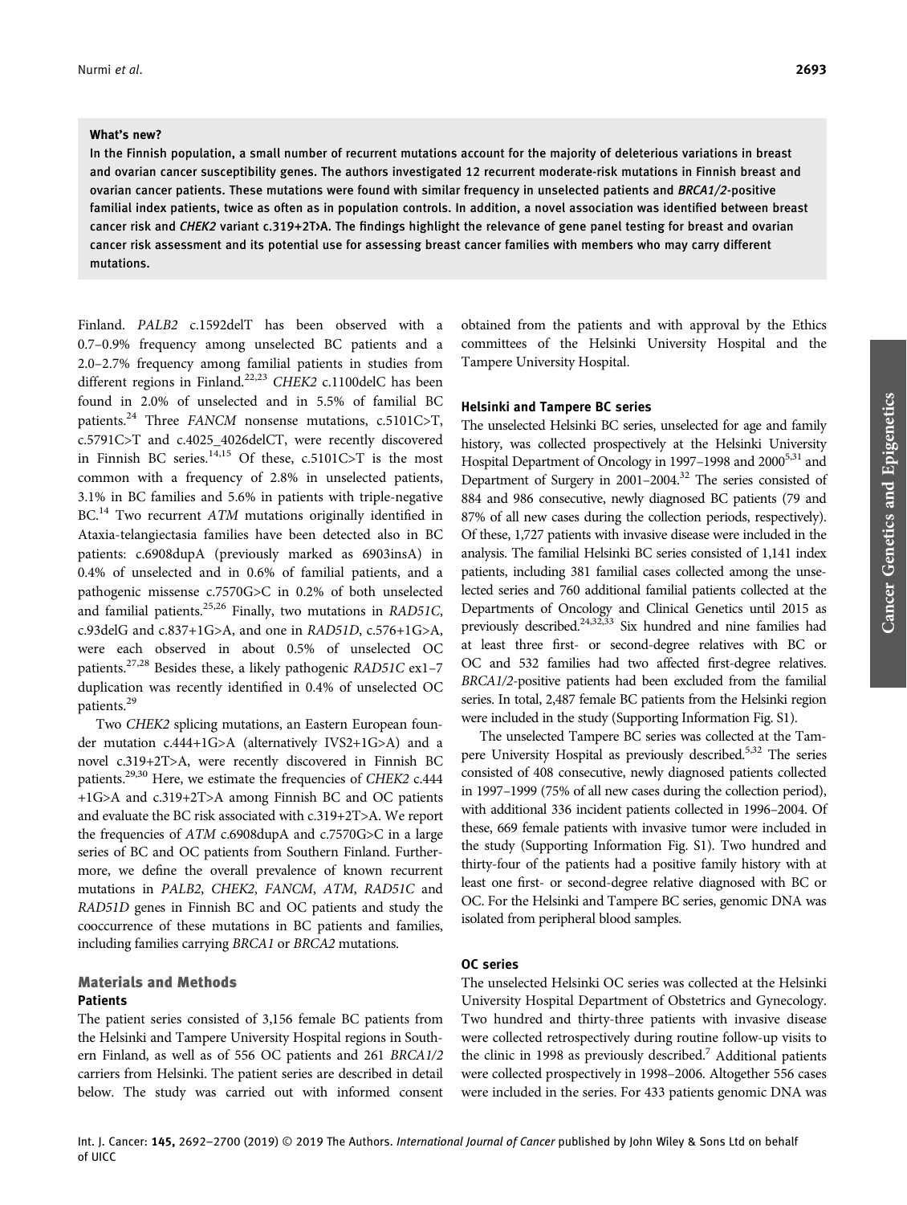**What's new?**

In the Finnish population, a small number of recurrent mutations account for the majority of deleterious variations in breast and ovarian cancer susceptibility genes. The authors investigated 12 recurrent moderate-risk mutations in Finnish breast and ovarian cancer patients. These mutations were found with similar frequency in unselected patients and *BRCA1/2*-positive familial index patients, twice as often as in population controls. In addition, a novel association was identified between breast cancer risk and *CHEK2* variant c.319+2T>A. The findings highlight the relevance of gene panel testing for breast and ovarian cancer risk assessment and its potential use for assessing breast cancer families with members who may carry different mutations.

Finland. *PALB2* c.1592delT has been observed with a 0.7–0.9% frequency among unselected BC patients and a 2.0–2.7% frequency among familial patients in studies from different regions in Finland.[22,23] *CHEK2* c.1100delC has been found in 2.0% of unselected and in 5.5% of familial BC patients.[24] Three *FANCM* nonsense mutations, c.5101C>T, c.5791C>T and c.4025_4026delCT, were recently discovered in Finnish BC series.[14,15] Of these, c.5101C>T is the most common with a frequency of 2.8% in unselected patients, 3.1% in BC families and 5.6% in patients with triple-negative BC.[14] Two recurrent *ATM* mutations originally identified in Ataxia-telangiectasia families have been detected also in BC patients: c.6908dupA (previously marked as 6903insA) in 0.4% of unselected and in 0.6% of familial patients, and a pathogenic missense c.7570G>C in 0.2% of both unselected and familial patients.[25,26] Finally, two mutations in *RAD51C*, c.93delG and c.837+1G>A, and one in *RAD51D*, c.576+1G>A, were each observed in about 0.5% of unselected OC patients.[27,28] Besides these, a likely pathogenic *RAD51C* ex1–7 duplication was recently identified in 0.4% of unselected OC patients.[29]

Two *CHEK2* splicing mutations, an Eastern European founder mutation c.444+1G>A (alternatively IVS2+1G>A) and a novel c.319+2T>A, were recently discovered in Finnish BC patients.[29,30] Here, we estimate the frequencies of *CHEK2* c.444+1G>A and c.319+2T>A among Finnish BC and OC patients and evaluate the BC risk associated with c.319+2T>A. We report the frequencies of *ATM* c.6908dupA and c.7570G>C in a large series of BC and OC patients from Southern Finland. Furthermore, we define the overall prevalence of known recurrent mutations in *PALB2*, *CHEK2*, *FANCM*, *ATM*, *RAD51C* and *RAD51D* genes in Finnish BC and OC patients and study the cooccurrence of these mutations in BC patients and families, including families carrying *BRCA1* or *BRCA2* mutations.

## Materials and Methods

### Patients

The patient series consisted of 3,156 female BC patients from the Helsinki and Tampere University Hospital regions in Southern Finland, as well as of 556 OC patients and 261 *BRCA1/2* carriers from Helsinki. The patient series are described in detail below. The study was carried out with informed consent obtained from the patients and with approval by the Ethics committees of the Helsinki University Hospital and the Tampere University Hospital.

### Helsinki and Tampere BC series

The unselected Helsinki BC series, unselected for age and family history, was collected prospectively at the Helsinki University Hospital Department of Oncology in 1997–1998 and 2000[5,31] and Department of Surgery in 2001–2004.[32] The series consisted of 884 and 986 consecutive, newly diagnosed BC patients (79 and 87% of all new cases during the collection periods, respectively). Of these, 1,727 patients with invasive disease were included in the analysis. The familial Helsinki BC series consisted of 1,141 index patients, including 381 familial cases collected among the unselected series and 760 additional familial patients collected at the Departments of Oncology and Clinical Genetics until 2015 as previously described.[24,32,33] Six hundred and nine families had at least three first- or second-degree relatives with BC or OC and 532 families had two affected first-degree relatives. *BRCA1/2*-positive patients had been excluded from the familial series. In total, 2,487 female BC patients from the Helsinki region were included in the study (Supporting Information Fig. S1).

The unselected Tampere BC series was collected at the Tampere University Hospital as previously described.[5,32] The series consisted of 408 consecutive, newly diagnosed patients collected in 1997–1999 (75% of all new cases during the collection period), with additional 336 incident patients collected in 1996–2004. Of these, 669 female patients with invasive tumor were included in the study (Supporting Information Fig. S1). Two hundred and thirty-four of the patients had a positive family history with at least one first- or second-degree relative diagnosed with BC or OC. For the Helsinki and Tampere BC series, genomic DNA was isolated from peripheral blood samples.

### OC series

The unselected Helsinki OC series was collected at the Helsinki University Hospital Department of Obstetrics and Gynecology. Two hundred and thirty-three patients with invasive disease were collected retrospectively during routine follow-up visits to the clinic in 1998 as previously described.[7] Additional patients were collected prospectively in 1998–2006. Altogether 556 cases were included in the series. For 433 patients genomic DNA was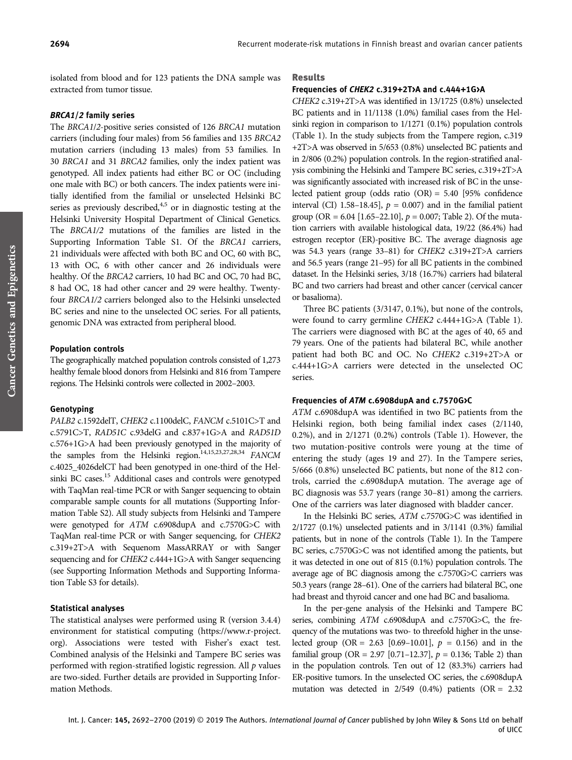isolated from blood and for 123 patients the DNA sample was extracted from tumor tissue.

#### *BRCA1/2* family series

The *BRCA1/2*-positive series consisted of 126 *BRCA1* mutation carriers (including four males) from 56 families and 135 *BRCA2* mutation carriers (including 13 males) from 53 families. In 30 *BRCA1* and 31 *BRCA2* families, only the index patient was genotyped. All index patients had either BC or OC (including one male with BC) or both cancers. The index patients were initially identified from the familial or unselected Helsinki BC series as previously described,[4,5] or in diagnostic testing at the Helsinki University Hospital Department of Clinical Genetics. The *BRCA1/2* mutations of the families are listed in the Supporting Information Table S1. Of the *BRCA1* carriers, 21 individuals were affected with both BC and OC, 60 with BC, 13 with OC, 6 with other cancer and 26 individuals were healthy. Of the *BRCA2* carriers, 10 had BC and OC, 70 had BC, 8 had OC, 18 had other cancer and 29 were healthy. Twenty-four *BRCA1/2* carriers belonged also to the Helsinki unselected BC series and nine to the unselected OC series. For all patients, genomic DNA was extracted from peripheral blood.

#### Population controls

The geographically matched population controls consisted of 1,273 healthy female blood donors from Helsinki and 816 from Tampere regions. The Helsinki controls were collected in 2002–2003.

#### Genotyping

*PALB2* c.1592delT, *CHEK2* c.1100delC, *FANCM* c.5101C>T and c.5791C>T, *RAD51C* c.93delG and c.837+1G>A and *RAD51D* c.576+1G>A had been previously genotyped in the majority of the samples from the Helsinki region.[14,15,23,27,28,34] *FANCM* c.4025_4026delCT had been genotyped in one-third of the Helsinki BC cases.[15] Additional cases and controls were genotyped with TaqMan real-time PCR or with Sanger sequencing to obtain comparable sample counts for all mutations (Supporting Information Table S2). All study subjects from Helsinki and Tampere were genotyped for *ATM* c.6908dupA and c.7570G>C with TaqMan real-time PCR or with Sanger sequencing, for *CHEK2* c.319+2T>A with Sequenom MassARRAY or with Sanger sequencing and for *CHEK2* c.444+1G>A with Sanger sequencing (see Supporting Information Methods and Supporting Information Table S3 for details).

#### Statistical analyses

The statistical analyses were performed using R (version 3.4.4) environment for statistical computing (https://www.r-project.org). Associations were tested with Fisher's exact test. Combined analysis of the Helsinki and Tampere BC series was performed with region-stratified logistic regression. All *p* values are two-sided. Further details are provided in Supporting Information Methods.

## Results

#### Frequencies of *CHEK2* c.319+2T>A and c.444+1G>A

*CHEK2* c.319+2T>A was identified in 13/1725 (0.8%) unselected BC patients and in 11/1138 (1.0%) familial cases from the Helsinki region in comparison to 1/1271 (0.1%) population controls (Table 1). In the study subjects from the Tampere region, c.319+2T>A was observed in 5/653 (0.8%) unselected BC patients and in 2/806 (0.2%) population controls. In the region-stratified analysis combining the Helsinki and Tampere BC series, c.319+2T>A was significantly associated with increased risk of BC in the unselected patient group (odds ratio (OR) = 5.40 [95% confidence interval (CI) 1.58–18.45], $p$ = 0.007) and in the familial patient group (OR = 6.04 [1.65–22.10], $p$ = 0.007; Table 2). Of the mutation carriers with available histological data, 19/22 (86.4%) had estrogen receptor (ER)-positive BC. The average diagnosis age was 54.3 years (range 33–81) for *CHEK2* c.319+2T>A carriers and 56.5 years (range 21–95) for all BC patients in the combined dataset. In the Helsinki series, 3/18 (16.7%) carriers had bilateral BC and two carriers had breast and other cancer (cervical cancer or basalioma).

Three BC patients (3/3147, 0.1%), but none of the controls, were found to carry germline *CHEK2* c.444+1G>A (Table 1). The carriers were diagnosed with BC at the ages of 40, 65 and 79 years. One of the patients had bilateral BC, while another patient had both BC and OC. No *CHEK2* c.319+2T>A or c.444+1G>A carriers were detected in the unselected OC series.

#### Frequencies of *ATM* c.6908dupA and c.7570G>C

*ATM* c.6908dupA was identified in two BC patients from the Helsinki region, both being familial index cases (2/1140, 0.2%), and in 2/1271 (0.2%) controls (Table 1). However, the two mutation-positive controls were young at the time of entering the study (ages 19 and 27). In the Tampere series, 5/666 (0.8%) unselected BC patients, but none of the 812 controls, carried the c.6908dupA mutation. The average age of BC diagnosis was 53.7 years (range 30–81) among the carriers. One of the carriers was later diagnosed with bladder cancer.

In the Helsinki BC series, *ATM* c.7570G>C was identified in 2/1727 (0.1%) unselected patients and in 3/1141 (0.3%) familial patients, but in none of the controls (Table 1). In the Tampere BC series, c.7570G>C was not identified among the patients, but it was detected in one out of 815 (0.1%) population controls. The average age of BC diagnosis among the c.7570G>C carriers was 50.3 years (range 28–61). One of the carriers had bilateral BC, one had breast and thyroid cancer and one had BC and basalioma.

In the per-gene analysis of the Helsinki and Tampere BC series, combining *ATM* c.6908dupA and c.7570G>C, the frequency of the mutations was two- to threefold higher in the unselected group (OR = 2.63 [0.69–10.01], $p$ = 0.156) and in the familial group (OR = 2.97 [0.71–12.37], $p$ = 0.136; Table 2) than in the population controls. Ten out of 12 (83.3%) carriers had ER-positive tumors. In the unselected OC series, the c.6908dupA mutation was detected in 2/549 (0.4%) patients (OR = 2.32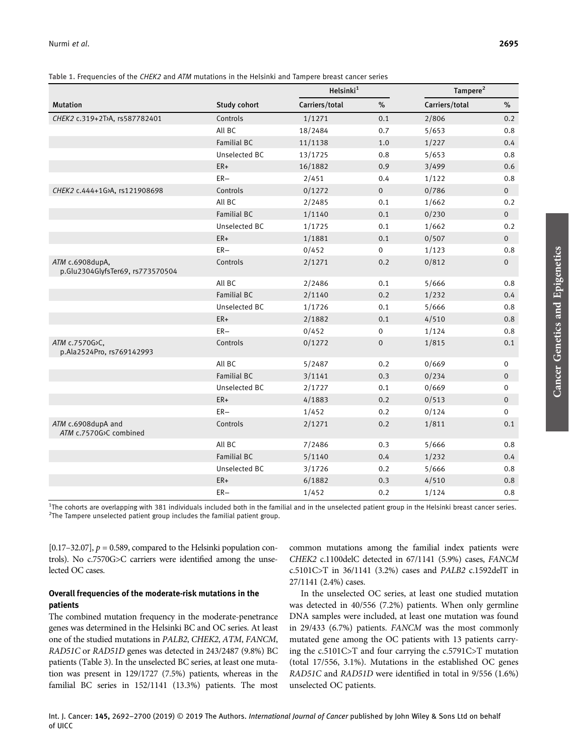**Table 1.** Frequencies of the *CHEK2* and *ATM* mutations in the Helsinki and Tampere breast cancer series

| | | Helsinki[1] | | Tampere[2] | |
|---|---|---|---|---|---|
| Mutation | Study cohort | Carriers/total | % | Carriers/total | % |
| *CHEK2* c.319+2T›A, rs587782401 | Controls | 1/1271 | 0.1 | 2/806 | 0.2 |
| | All BC | 18/2484 | 0.7 | 5/653 | 0.8 |
| | Familial BC | 11/1138 | 1.0 | 1/227 | 0.4 |
| | Unselected BC | 13/1725 | 0.8 | 5/653 | 0.8 |
| | ER+ | 16/1882 | 0.9 | 3/499 | 0.6 |
| | ER− | 2/451 | 0.4 | 1/122 | 0.8 |
| *CHEK2* c.444+1G›A, rs121908698 | Controls | 0/1272 | 0 | 0/786 | 0 |
| | All BC | 2/2485 | 0.1 | 1/662 | 0.2 |
| | Familial BC | 1/1140 | 0.1 | 0/230 | 0 |
| | Unselected BC | 1/1725 | 0.1 | 1/662 | 0.2 |
| | ER+ | 1/1881 | 0.1 | 0/507 | 0 |
| | ER− | 0/452 | 0 | 1/123 | 0.8 |
| *ATM* c.6908dupA, p.Glu2304GlyfsTer69, rs773570504 | Controls | 2/1271 | 0.2 | 0/812 | 0 |
| | All BC | 2/2486 | 0.1 | 5/666 | 0.8 |
| | Familial BC | 2/1140 | 0.2 | 1/232 | 0.4 |
| | Unselected BC | 1/1726 | 0.1 | 5/666 | 0.8 |
| | ER+ | 2/1882 | 0.1 | 4/510 | 0.8 |
| | ER− | 0/452 | 0 | 1/124 | 0.8 |
| *ATM* c.7570G›C, p.Ala2524Pro, rs769142993 | Controls | 0/1272 | 0 | 1/815 | 0.1 |
| | All BC | 5/2487 | 0.2 | 0/669 | 0 |
| | Familial BC | 3/1141 | 0.3 | 0/234 | 0 |
| | Unselected BC | 2/1727 | 0.1 | 0/669 | 0 |
| | ER+ | 4/1883 | 0.2 | 0/513 | 0 |
| | ER− | 1/452 | 0.2 | 0/124 | 0 |
| *ATM* c.6908dupA and *ATM* c.7570G›C combined | Controls | 2/1271 | 0.2 | 1/811 | 0.1 |
| | All BC | 7/2486 | 0.3 | 5/666 | 0.8 |
| | Familial BC | 5/1140 | 0.4 | 1/232 | 0.4 |
| | Unselected BC | 3/1726 | 0.2 | 5/666 | 0.8 |
| | ER+ | 6/1882 | 0.3 | 4/510 | 0.8 |
| | ER− | 1/452 | 0.2 | 1/124 | 0.8 |

[1]The cohorts are overlapping with 381 individuals included both in the familial and in the unselected patient group in the Helsinki breast cancer series.
[2]The Tampere unselected patient group includes the familial patient group.

[0.17–32.07], $p = 0.589$, compared to the Helsinki population controls). No c.7570G>C carriers were identified among the unselected OC cases.

### Overall frequencies of the moderate-risk mutations in the patients

The combined mutation frequency in the moderate-penetrance genes was determined in the Helsinki BC and OC series. At least one of the studied mutations in *PALB2*, *CHEK2*, *ATM*, *FANCM*, *RAD51C* or *RAD51D* genes was detected in 243/2487 (9.8%) BC patients (Table 3). In the unselected BC series, at least one mutation was present in 129/1727 (7.5%) patients, whereas in the familial BC series in 152/1141 (13.3%) patients. The most common mutations among the familial index patients were *CHEK2* c.1100delC detected in 67/1141 (5.9%) cases, *FANCM* c.5101C>T in 36/1141 (3.2%) cases and *PALB2* c.1592delT in 27/1141 (2.4%) cases.

In the unselected OC series, at least one studied mutation was detected in 40/556 (7.2%) patients. When only germline DNA samples were included, at least one mutation was found in 29/433 (6.7%) patients. *FANCM* was the most commonly mutated gene among the OC patients with 13 patients carrying the c.5101C>T and four carrying the c.5791C>T mutation (total 17/556, 3.1%). Mutations in the established OC genes *RAD51C* and *RAD51D* were identified in total in 9/556 (1.6%) unselected OC patients.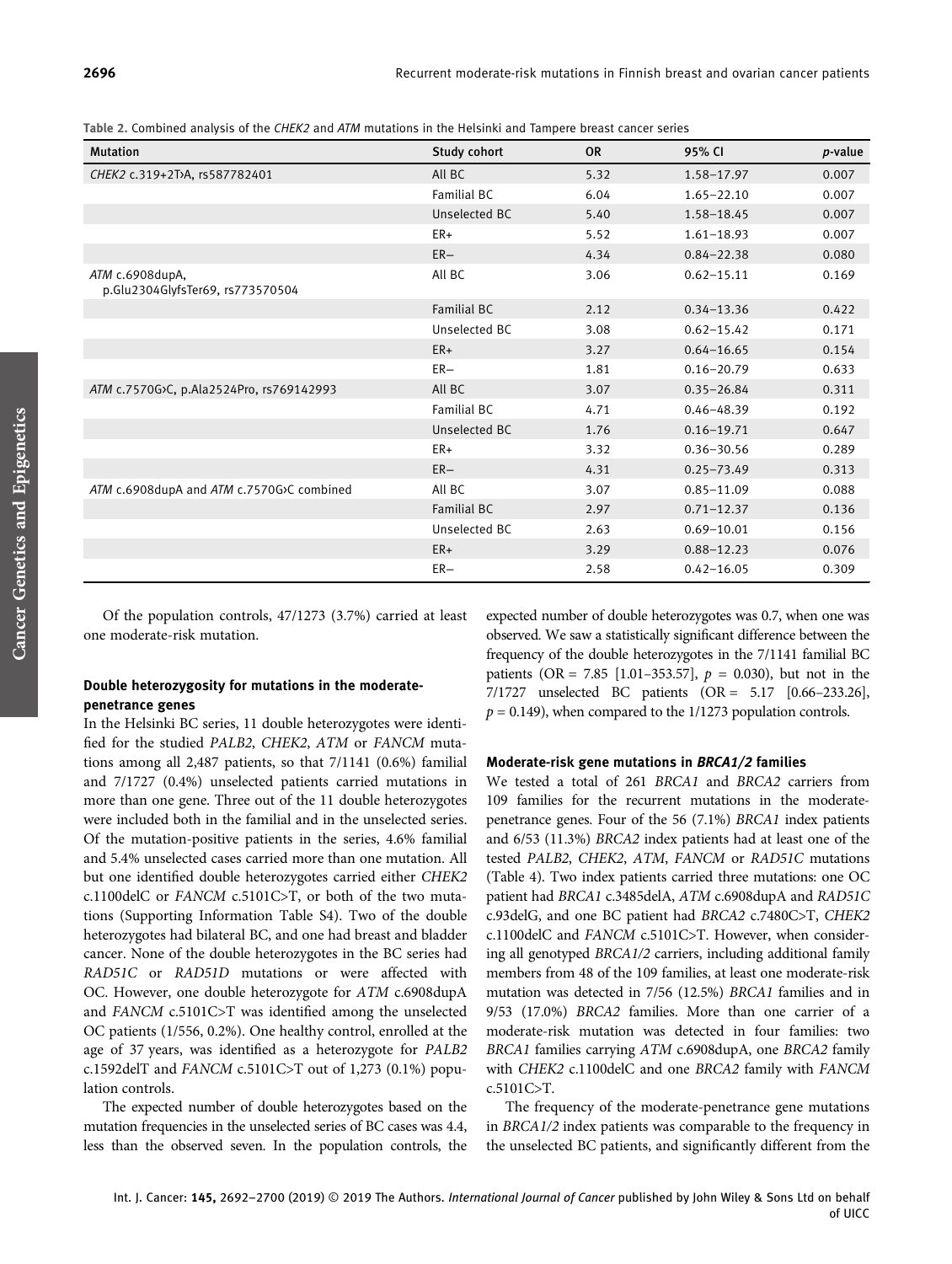Table 2. Combined analysis of the *CHEK2* and *ATM* mutations in the Helsinki and Tampere breast cancer series

| Mutation | Study cohort | OR | 95% CI | *p*-value |
|---|---|---|---|---|
| *CHEK2* c.319+2T›A, rs587782401 | All BC | 5.32 | 1.58–17.97 | 0.007 |
| | Familial BC | 6.04 | 1.65–22.10 | 0.007 |
| | Unselected BC | 5.40 | 1.58–18.45 | 0.007 |
| | ER+ | 5.52 | 1.61–18.93 | 0.007 |
| | ER− | 4.34 | 0.84–22.38 | 0.080 |
| *ATM* c.6908dupA, p.Glu2304GlyfsTer69, rs773570504 | All BC | 3.06 | 0.62–15.11 | 0.169 |
| | Familial BC | 2.12 | 0.34–13.36 | 0.422 |
| | Unselected BC | 3.08 | 0.62–15.42 | 0.171 |
| | ER+ | 3.27 | 0.64–16.65 | 0.154 |
| | ER− | 1.81 | 0.16–20.79 | 0.633 |
| *ATM* c.7570G›C, p.Ala2524Pro, rs769142993 | All BC | 3.07 | 0.35–26.84 | 0.311 |
| | Familial BC | 4.71 | 0.46–48.39 | 0.192 |
| | Unselected BC | 1.76 | 0.16–19.71 | 0.647 |
| | ER+ | 3.32 | 0.36–30.56 | 0.289 |
| | ER− | 4.31 | 0.25–73.49 | 0.313 |
| *ATM* c.6908dupA and *ATM* c.7570G›C combined | All BC | 3.07 | 0.85–11.09 | 0.088 |
| | Familial BC | 2.97 | 0.71–12.37 | 0.136 |
| | Unselected BC | 2.63 | 0.69–10.01 | 0.156 |
| | ER+ | 3.29 | 0.88–12.23 | 0.076 |
| | ER− | 2.58 | 0.42–16.05 | 0.309 |

Of the population controls, 47/1273 (3.7%) carried at least one moderate-risk mutation.

### Double heterozygosity for mutations in the moderate-penetrance genes

In the Helsinki BC series, 11 double heterozygotes were identified for the studied *PALB2*, *CHEK2*, *ATM* or *FANCM* mutations among all 2,487 patients, so that 7/1141 (0.6%) familial and 7/1727 (0.4%) unselected patients carried mutations in more than one gene. Three out of the 11 double heterozygotes were included both in the familial and in the unselected series. Of the mutation-positive patients in the series, 4.6% familial and 5.4% unselected cases carried more than one mutation. All but one identified double heterozygotes carried either *CHEK2* c.1100delC or *FANCM* c.5101C>T, or both of the two mutations (Supporting Information Table S4). Two of the double heterozygotes had bilateral BC, and one had breast and bladder cancer. None of the double heterozygotes in the BC series had *RAD51C* or *RAD51D* mutations or were affected with OC. However, one double heterozygote for *ATM* c.6908dupA and *FANCM* c.5101C>T was identified among the unselected OC patients (1/556, 0.2%). One healthy control, enrolled at the age of 37 years, was identified as a heterozygote for *PALB2* c.1592delT and *FANCM* c.5101C>T out of 1,273 (0.1%) population controls.

The expected number of double heterozygotes based on the mutation frequencies in the unselected series of BC cases was 4.4, less than the observed seven. In the population controls, the expected number of double heterozygotes was 0.7, when one was observed. We saw a statistically significant difference between the frequency of the double heterozygotes in the 7/1141 familial BC patients (OR = 7.85 [1.01–353.57], $p$ = 0.030), but not in the 7/1727 unselected BC patients (OR = 5.17 [0.66–233.26], $p$ = 0.149), when compared to the 1/1273 population controls.

### Moderate-risk gene mutations in *BRCA1/2* families

We tested a total of 261 *BRCA1* and *BRCA2* carriers from 109 families for the recurrent mutations in the moderate-penetrance genes. Four of the 56 (7.1%) *BRCA1* index patients and 6/53 (11.3%) *BRCA2* index patients had at least one of the tested *PALB2*, *CHEK2*, *ATM*, *FANCM* or *RAD51C* mutations (Table 4). Two index patients carried three mutations: one OC patient had *BRCA1* c.3485delA, *ATM* c.6908dupA and *RAD51C* c.93delG, and one BC patient had *BRCA2* c.7480C>T, *CHEK2* c.1100delC and *FANCM* c.5101C>T. However, when considering all genotyped *BRCA1/2* carriers, including additional family members from 48 of the 109 families, at least one moderate-risk mutation was detected in 7/56 (12.5%) *BRCA1* families and in 9/53 (17.0%) *BRCA2* families. More than one carrier of a moderate-risk mutation was detected in four families: two *BRCA1* families carrying *ATM* c.6908dupA, one *BRCA2* family with *CHEK2* c.1100delC and one *BRCA2* family with *FANCM* c.5101C>T.

The frequency of the moderate-penetrance gene mutations in *BRCA1/2* index patients was comparable to the frequency in the unselected BC patients, and significantly different from the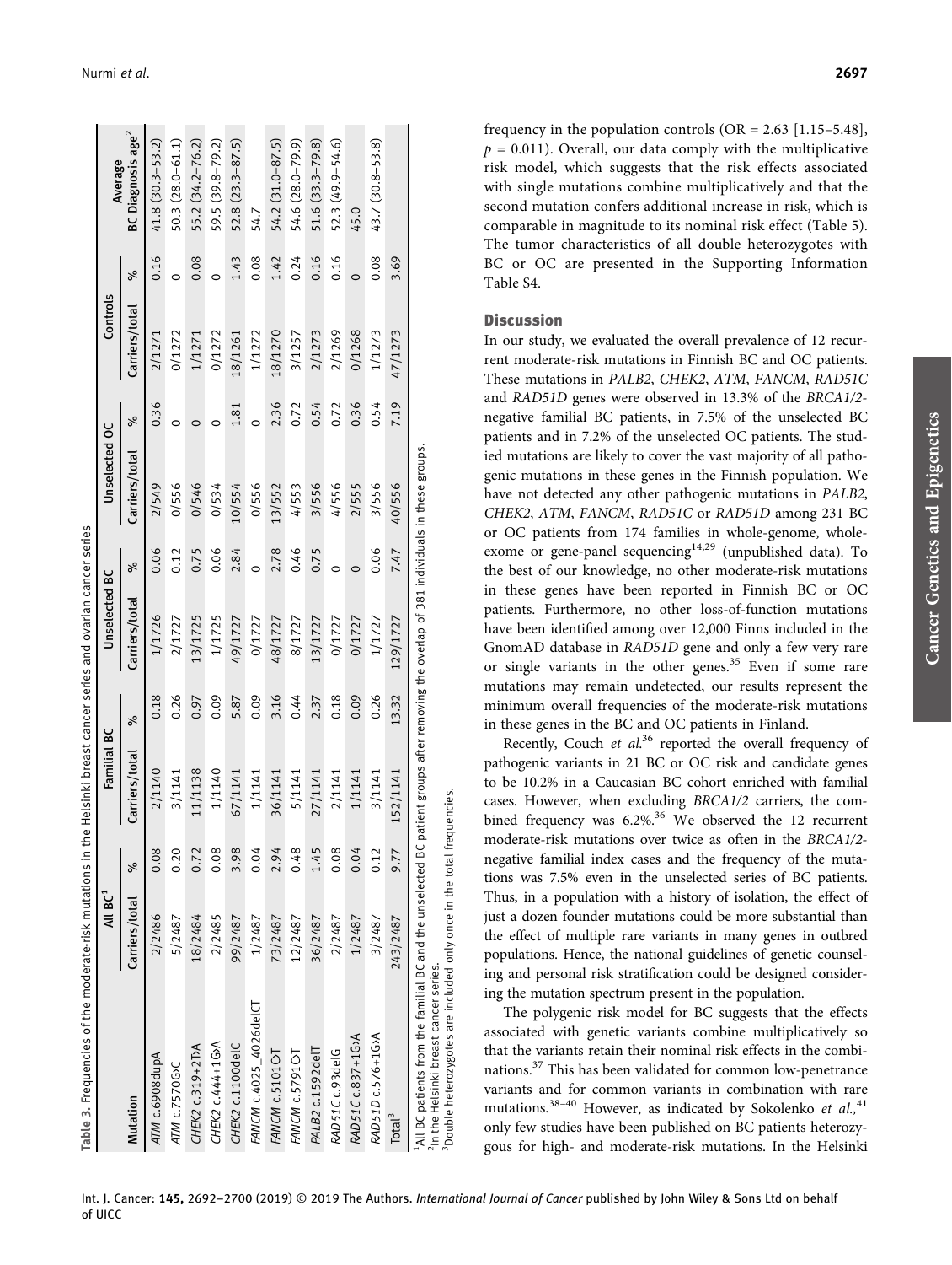Table 3. Frequencies of the moderate-risk mutations in the Helsinki breast cancer series and ovarian cancer series

| Mutation | All BC[1] | | Familial BC | | Unselected BC | | Unselected OC | | Controls | | Average |
|---|---|---|---|---|---|---|---|---|---|---|---|
| | Carriers/total | % | Carriers/total | % | Carriers/total | % | Carriers/total | % | Carriers/total | % | BC Diagnosis age[2] |
| *ATM* c.6908dupA | 2/2486 | 0.08 | 2/1140 | 0.18 | 1/1726 | 0.06 | 2/549 | 0.36 | 2/1271 | 0.16 | 41.8 (30.3–53.2) |
| *ATM* c.7570G>C | 5/2487 | 0.20 | 3/1141 | 0.26 | 2/1727 | 0.12 | 0/556 | 0 | 0/1272 | 0 | 50.3 (28.0–61.1) |
| *CHEK2* c.319+2T>A | 18/2484 | 0.72 | 11/1138 | 0.97 | 13/1725 | 0.75 | 0/546 | 0 | 1/1271 | 0.08 | 55.2 (34.2–76.2) |
| *CHEK2* c.444+1G>A | 2/2485 | 0.08 | 1/1140 | 0.09 | 1/1725 | 0.06 | 0/534 | 0 | 0/1272 | 0 | 59.5 (39.8–79.2) |
| *CHEK2* c.1100delC | 99/2487 | 3.98 | 67/1141 | 5.87 | 49/1727 | 2.84 | 10/554 | 1.81 | 18/1261 | 1.43 | 52.8 (23.3–87.5) |
| *FANCM* c.4025_4026delCT | 1/2487 | 0.04 | 1/1141 | 0.09 | 0/1727 | 0 | 0/556 | 0 | 1/1272 | 0.08 | 54.7 |
| *FANCM* c.5101C>T | 73/2487 | 2.94 | 36/1141 | 3.16 | 48/1727 | 2.78 | 13/552 | 2.36 | 18/1270 | 1.42 | 54.2 (31.0–87.5) |
| *FANCM* c.5791C>T | 12/2487 | 0.48 | 5/1141 | 0.44 | 8/1727 | 0.46 | 4/553 | 0.72 | 3/1257 | 0.24 | 54.6 (28.0–79.9) |
| *PALB2* c.1592delT | 36/2487 | 1.45 | 27/1141 | 2.37 | 13/1727 | 0.75 | 3/556 | 0.54 | 2/1273 | 0.16 | 51.6 (33.3–79.8) |
| *RAD51C* c.93delG | 2/2487 | 0.08 | 2/1141 | 0.18 | 0/1727 | 0 | 4/556 | 0.72 | 2/1269 | 0.16 | 52.3 (49.9–54.6) |
| *RAD51C* c.837+1G>A | 1/2487 | 0.04 | 1/1141 | 0.09 | 0/1727 | 0 | 2/555 | 0.36 | 0/1268 | 0 | 45.0 |
| *RAD51D* c.576+1G>A | 3/2487 | 0.12 | 3/1141 | 0.26 | 1/1727 | 0.06 | 3/556 | 0.54 | 1/1273 | 0.08 | 43.7 (30.8–53.8) |
| Total[3] | 243/2487 | 9.77 | 152/1141 | 13.32 | 129/1727 | 7.47 | 40/556 | 7.19 | 47/1273 | 3.69 | |

[1]All BC patients from the familial BC and the unselected BC patient groups after removing the overlap of 381 individuals in these groups.
[2]In the Helsinki breast cancer series.
[3]Double heterozygotes are included only once in the total frequencies.

frequency in the population controls (OR = 2.63 [1.15–5.48], $p = 0.011$). Overall, our data comply with the multiplicative risk model, which suggests that the risk effects associated with single mutations combine multiplicatively and that the second mutation confers additional increase in risk, which is comparable in magnitude to its nominal risk effect (Table 5). The tumor characteristics of all double heterozygotes with BC or OC are presented in the Supporting Information Table S4.

## Discussion

In our study, we evaluated the overall prevalence of 12 recurrent moderate-risk mutations in Finnish BC and OC patients. These mutations in *PALB2*, *CHEK2*, *ATM*, *FANCM*, *RAD51C* and *RAD51D* genes were observed in 13.3% of the *BRCA1/2*-negative familial BC patients, in 7.5% of the unselected BC patients and in 7.2% of the unselected OC patients. The studied mutations are likely to cover the vast majority of all pathogenic mutations in these genes in the Finnish population. We have not detected any other pathogenic mutations in *PALB2*, *CHEK2*, *ATM*, *FANCM*, *RAD51C* or *RAD51D* among 231 BC or OC patients from 174 families in whole-genome, whole-exome or gene-panel sequencing[14,29] (unpublished data). To the best of our knowledge, no other moderate-risk mutations in these genes have been reported in Finnish BC or OC patients. Furthermore, no other loss-of-function mutations have been identified among over 12,000 Finns included in the GnomAD database in *RAD51D* gene and only a few very rare or single variants in the other genes.[35] Even if some rare mutations may remain undetected, our results represent the minimum overall frequencies of the moderate-risk mutations in these genes in the BC and OC patients in Finland.

Recently, Couch *et al.*[36] reported the overall frequency of pathogenic variants in 21 BC or OC risk and candidate genes to be 10.2% in a Caucasian BC cohort enriched with familial cases. However, when excluding *BRCA1/2* carriers, the combined frequency was 6.2%.[36] We observed the 12 recurrent moderate-risk mutations over twice as often in the *BRCA1/2*-negative familial index cases and the frequency of the mutations was 7.5% even in the unselected series of BC patients. Thus, in a population with a history of isolation, the effect of just a dozen founder mutations could be more substantial than the effect of multiple rare variants in many genes in outbred populations. Hence, the national guidelines of genetic counseling and personal risk stratification could be designed considering the mutation spectrum present in the population.

The polygenic risk model for BC suggests that the effects associated with genetic variants combine multiplicatively so that the variants retain their nominal risk effects in the combinations.[37] This has been validated for common low-penetrance variants and for common variants in combination with rare mutations.[38–40] However, as indicated by Sokolenko *et al.*,[41] only few studies have been published on BC patients heterozygous for high- and moderate-risk mutations. In the Helsinki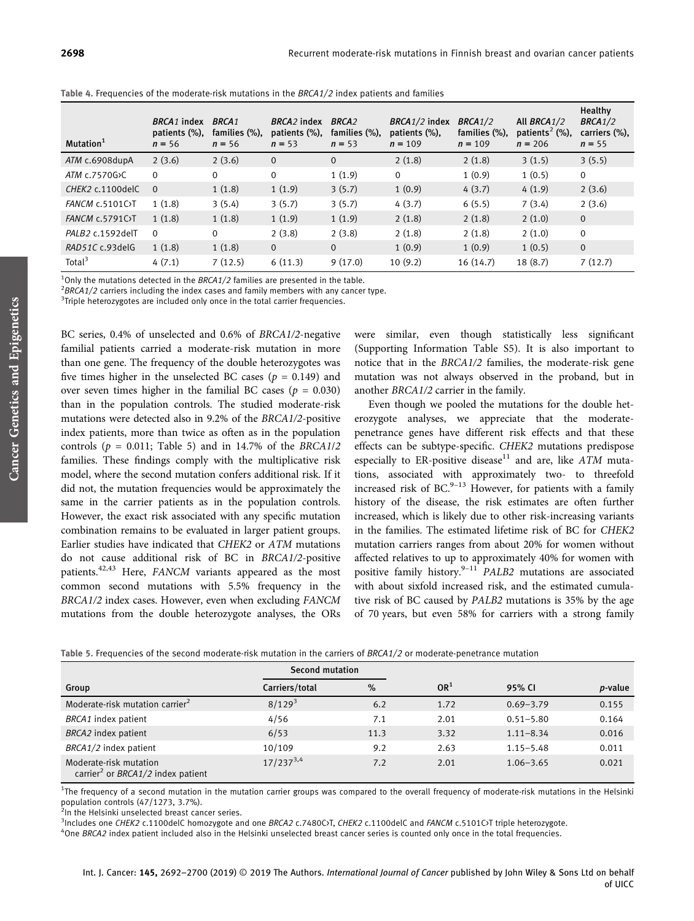Table 4. Frequencies of the moderate-risk mutations in the *BRCA1/2* index patients and families

| Mutation[1] | *BRCA1* index patients (%), $n = 56$ | *BRCA1* families (%), $n = 56$ | *BRCA2* index patients (%), $n = 53$ | *BRCA2* families (%), $n = 53$ | *BRCA1/2* index patients (%), $n = 109$ | *BRCA1/2* families (%), $n = 109$ | All *BRCA1/2* patients[2] (%), $n = 206$ | Healthy *BRCA1/2* carriers (%), $n = 55$ |
|---|---|---|---|---|---|---|---|---|
| *ATM* c.6908dupA | 2 (3.6) | 2 (3.6) | 0 | 0 | 2 (1.8) | 2 (1.8) | 3 (1.5) | 3 (5.5) |
| *ATM* c.7570G>C | 0 | 0 | 0 | 1 (1.9) | 0 | 1 (0.9) | 1 (0.5) | 0 |
| *CHEK2* c.1100delC | 0 | 1 (1.8) | 1 (1.9) | 3 (5.7) | 1 (0.9) | 4 (3.7) | 4 (1.9) | 2 (3.6) |
| *FANCM* c.5101C>T | 1 (1.8) | 3 (5.4) | 3 (5.7) | 3 (5.7) | 4 (3.7) | 6 (5.5) | 7 (3.4) | 2 (3.6) |
| *FANCM* c.5791C>T | 1 (1.8) | 1 (1.8) | 1 (1.9) | 1 (1.9) | 2 (1.8) | 2 (1.8) | 2 (1.0) | 0 |
| *PALB2* c.1592delT | 0 | 0 | 2 (3.8) | 2 (3.8) | 2 (1.8) | 2 (1.8) | 2 (1.0) | 0 |
| *RAD51C* c.93delG | 1 (1.8) | 1 (1.8) | 0 | 0 | 1 (0.9) | 1 (0.9) | 1 (0.5) | 0 |
| Total[3] | 4 (7.1) | 7 (12.5) | 6 (11.3) | 9 (17.0) | 10 (9.2) | 16 (14.7) | 18 (8.7) | 7 (12.7) |

[1]Only the mutations detected in the *BRCA1/2* families are presented in the table.
[2]*BRCA1/2* carriers including the index cases and family members with any cancer type.
[3]Triple heterozygotes are included only once in the total carrier frequencies.

BC series, 0.4% of unselected and 0.6% of *BRCA1/2*-negative familial patients carried a moderate-risk mutation in more than one gene. The frequency of the double heterozygotes was five times higher in the unselected BC cases ($p = 0.149$) and over seven times higher in the familial BC cases ($p = 0.030$) than in the population controls. The studied moderate-risk mutations were detected also in 9.2% of the *BRCA1/2*-positive index patients, more than twice as often as in the population controls ($p = 0.011$; Table 5) and in 14.7% of the *BRCA1/2* families. These findings comply with the multiplicative risk model, where the second mutation confers additional risk. If it did not, the mutation frequencies would be approximately the same in the carrier patients as in the population controls. However, the exact risk associated with any specific mutation combination remains to be evaluated in larger patient groups. Earlier studies have indicated that *CHEK2* or *ATM* mutations do not cause additional risk of BC in *BRCA1/2*-positive patients.[42,43] Here, *FANCM* variants appeared as the most common second mutations with 5.5% frequency in the *BRCA1/2* index cases. However, even when excluding *FANCM* mutations from the double heterozygote analyses, the ORs were similar, even though statistically less significant (Supporting Information Table S5). It is also important to notice that in the *BRCA1/2* families, the moderate-risk gene mutation was not always observed in the proband, but in another *BRCA1/2* carrier in the family.

Even though we pooled the mutations for the double heterozygote analyses, we appreciate that the moderate-penetrance genes have different risk effects and that these effects can be subtype-specific. *CHEK2* mutations predispose especially to ER-positive disease[11] and are, like *ATM* mutations, associated with approximately two- to threefold increased risk of BC.[9–13] However, for patients with a family history of the disease, the risk estimates are often further increased, which is likely due to other risk-increasing variants in the families. The estimated lifetime risk of BC for *CHEK2* mutation carriers ranges from about 20% for women without affected relatives to up to approximately 40% for women with positive family history.[9–11] *PALB2* mutations are associated with about sixfold increased risk, and the estimated cumulative risk of BC caused by *PALB2* mutations is 35% by the age of 70 years, but even 58% for carriers with a strong family

Table 5. Frequencies of the second moderate-risk mutation in the carriers of *BRCA1/2* or moderate-penetrance mutation

| Group | Second mutation | | | | |
|---|---|---|---|---|---|
| | Carriers/total | % | OR[1] | 95% CI | *p*-value |
| Moderate-risk mutation carrier[2] | 8/129[3] | 6.2 | 1.72 | 0.69–3.79 | 0.155 |
| *BRCA1* index patient | 4/56 | 7.1 | 2.01 | 0.51–5.80 | 0.164 |
| *BRCA2* index patient | 6/53 | 11.3 | 3.32 | 1.11–8.34 | 0.016 |
| *BRCA1/2* index patient | 10/109 | 9.2 | 2.63 | 1.15–5.48 | 0.011 |
| Moderate-risk mutation carrier[2] or *BRCA1/2* index patient | 17/237[3,4] | 7.2 | 2.01 | 1.06–3.65 | 0.021 |

[1]The frequency of a second mutation in the mutation carrier groups was compared to the overall frequency of moderate-risk mutations in the Helsinki population controls (47/1273, 3.7%).
[2]In the Helsinki unselected breast cancer series.
[3]Includes one *CHEK2* c.1100delC homozygote and one *BRCA2* c.7480C>T, *CHEK2* c.1100delC and *FANCM* c.5101C>T triple heterozygote.
[4]One *BRCA2* index patient included also in the Helsinki unselected breast cancer series is counted only once in the total frequencies.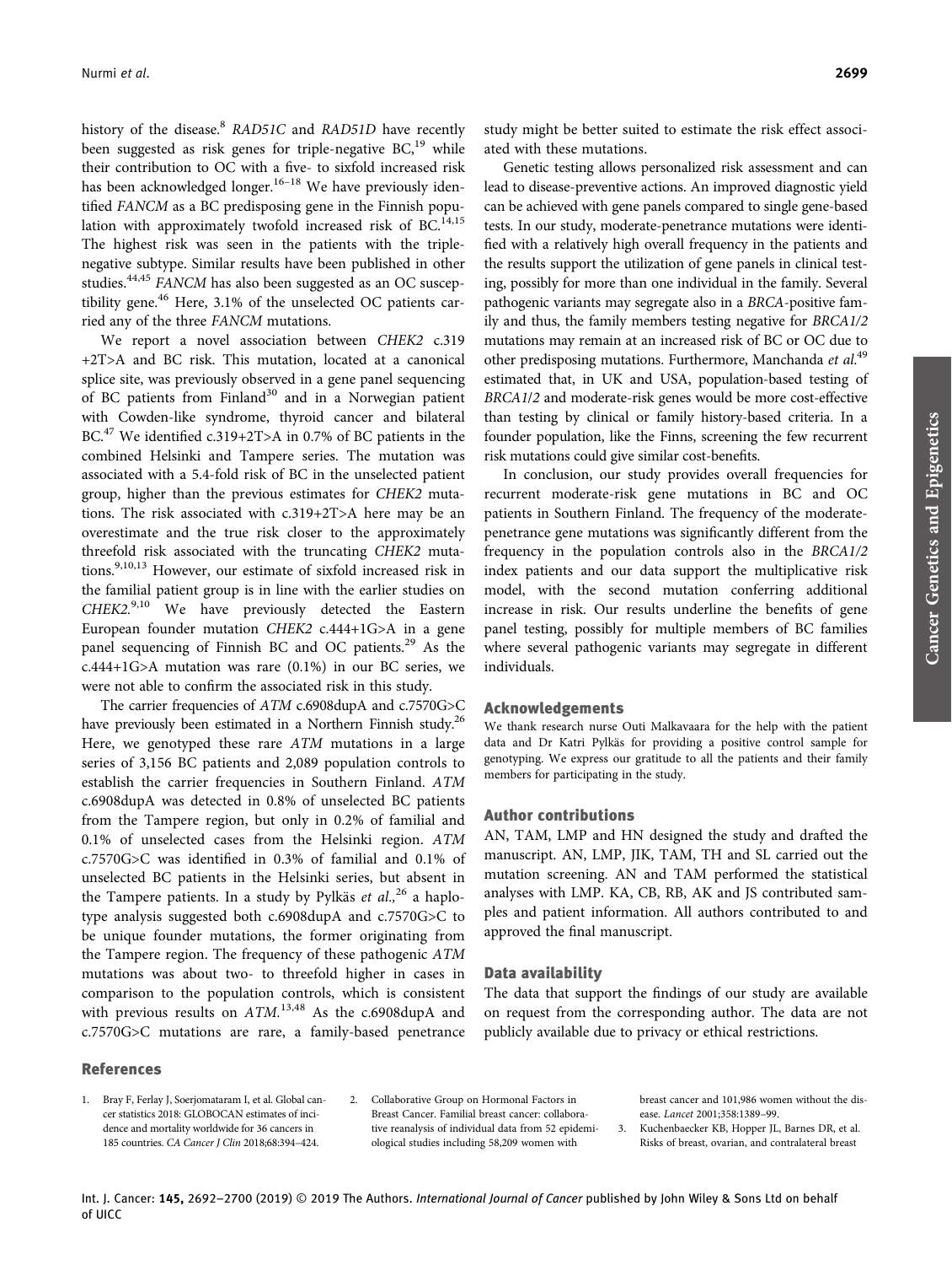history of the disease.[8] *RAD51C* and *RAD51D* have recently been suggested as risk genes for triple-negative BC,[19] while their contribution to OC with a five- to sixfold increased risk has been acknowledged longer.[16–18] We have previously identified *FANCM* as a BC predisposing gene in the Finnish population with approximately twofold increased risk of BC.[14,15] The highest risk was seen in the patients with the triple-negative subtype. Similar results have been published in other studies.[44,45] *FANCM* has also been suggested as an OC susceptibility gene.[46] Here, 3.1% of the unselected OC patients carried any of the three *FANCM* mutations.

We report a novel association between *CHEK2* c.319+2T>A and BC risk. This mutation, located at a canonical splice site, was previously observed in a gene panel sequencing of BC patients from Finland[30] and in a Norwegian patient with Cowden-like syndrome, thyroid cancer and bilateral BC.[47] We identified c.319+2T>A in 0.7% of BC patients in the combined Helsinki and Tampere series. The mutation was associated with a 5.4-fold risk of BC in the unselected patient group, higher than the previous estimates for *CHEK2* mutations. The risk associated with c.319+2T>A here may be an overestimate and the true risk closer to the approximately threefold risk associated with the truncating *CHEK2* mutations.[9,10,13] However, our estimate of sixfold increased risk in the familial patient group is in line with the earlier studies on *CHEK2*.[9,10] We have previously detected the Eastern European founder mutation *CHEK2* c.444+1G>A in a gene panel sequencing of Finnish BC and OC patients.[29] As the c.444+1G>A mutation was rare (0.1%) in our BC series, we were not able to confirm the associated risk in this study.

The carrier frequencies of *ATM* c.6908dupA and c.7570G>C have previously been estimated in a Northern Finnish study.[26] Here, we genotyped these rare *ATM* mutations in a large series of 3,156 BC patients and 2,089 population controls to establish the carrier frequencies in Southern Finland. *ATM* c.6908dupA was detected in 0.8% of unselected BC patients from the Tampere region, but only in 0.2% of familial and 0.1% of unselected cases from the Helsinki region. *ATM* c.7570G>C was identified in 0.3% of familial and 0.1% of unselected BC patients in the Helsinki series, but absent in the Tampere patients. In a study by Pylkäs *et al.*,[26] a haplotype analysis suggested both c.6908dupA and c.7570G>C to be unique founder mutations, the former originating from the Tampere region. The frequency of these pathogenic *ATM* mutations was about two- to threefold higher in cases in comparison to the population controls, which is consistent with previous results on *ATM*.[13,48] As the c.6908dupA and c.7570G>C mutations are rare, a family-based penetrance study might be better suited to estimate the risk effect associated with these mutations.

Genetic testing allows personalized risk assessment and can lead to disease-preventive actions. An improved diagnostic yield can be achieved with gene panels compared to single gene-based tests. In our study, moderate-penetrance mutations were identified with a relatively high overall frequency in the patients and the results support the utilization of gene panels in clinical testing, possibly for more than one individual in the family. Several pathogenic variants may segregate also in a *BRCA*-positive family and thus, the family members testing negative for *BRCA1/2* mutations may remain at an increased risk of BC or OC due to other predisposing mutations. Furthermore, Manchanda *et al.*[49] estimated that, in UK and USA, population-based testing of *BRCA1/2* and moderate-risk genes would be more cost-effective than testing by clinical or family history-based criteria. In a founder population, like the Finns, screening the few recurrent risk mutations could give similar cost-benefits.

In conclusion, our study provides overall frequencies for recurrent moderate-risk gene mutations in BC and OC patients in Southern Finland. The frequency of the moderate-penetrance gene mutations was significantly different from the frequency in the population controls also in the *BRCA1/2* index patients and our data support the multiplicative risk model, with the second mutation conferring additional increase in risk. Our results underline the benefits of gene panel testing, possibly for multiple members of BC families where several pathogenic variants may segregate in different individuals.

## Acknowledgements

We thank research nurse Outi Malkavaara for the help with the patient data and Dr Katri Pylkäs for providing a positive control sample for genotyping. We express our gratitude to all the patients and their family members for participating in the study.

## Author contributions

AN, TAM, LMP and HN designed the study and drafted the manuscript. AN, LMP, JIK, TAM, TH and SL carried out the mutation screening. AN and TAM performed the statistical analyses with LMP. KA, CB, RB, AK and JS contributed samples and patient information. All authors contributed to and approved the final manuscript.

## Data availability

The data that support the findings of our study are available on request from the corresponding author. The data are not publicly available due to privacy or ethical restrictions.

## References

1. Bray F, Ferlay J, Soerjomataram I, et al. Global cancer statistics 2018: GLOBOCAN estimates of incidence and mortality worldwide for 36 cancers in 185 countries. *CA Cancer J Clin* 2018;68:394–424.
2. Collaborative Group on Hormonal Factors in Breast Cancer. Familial breast cancer: collaborative reanalysis of individual data from 52 epidemiological studies including 58,209 women with breast cancer and 101,986 women without the disease. *Lancet* 2001;358:1389–99.
3. Kuchenbaecker KB, Hopper JL, Barnes DR, et al. Risks of breast, ovarian, and contralateral breast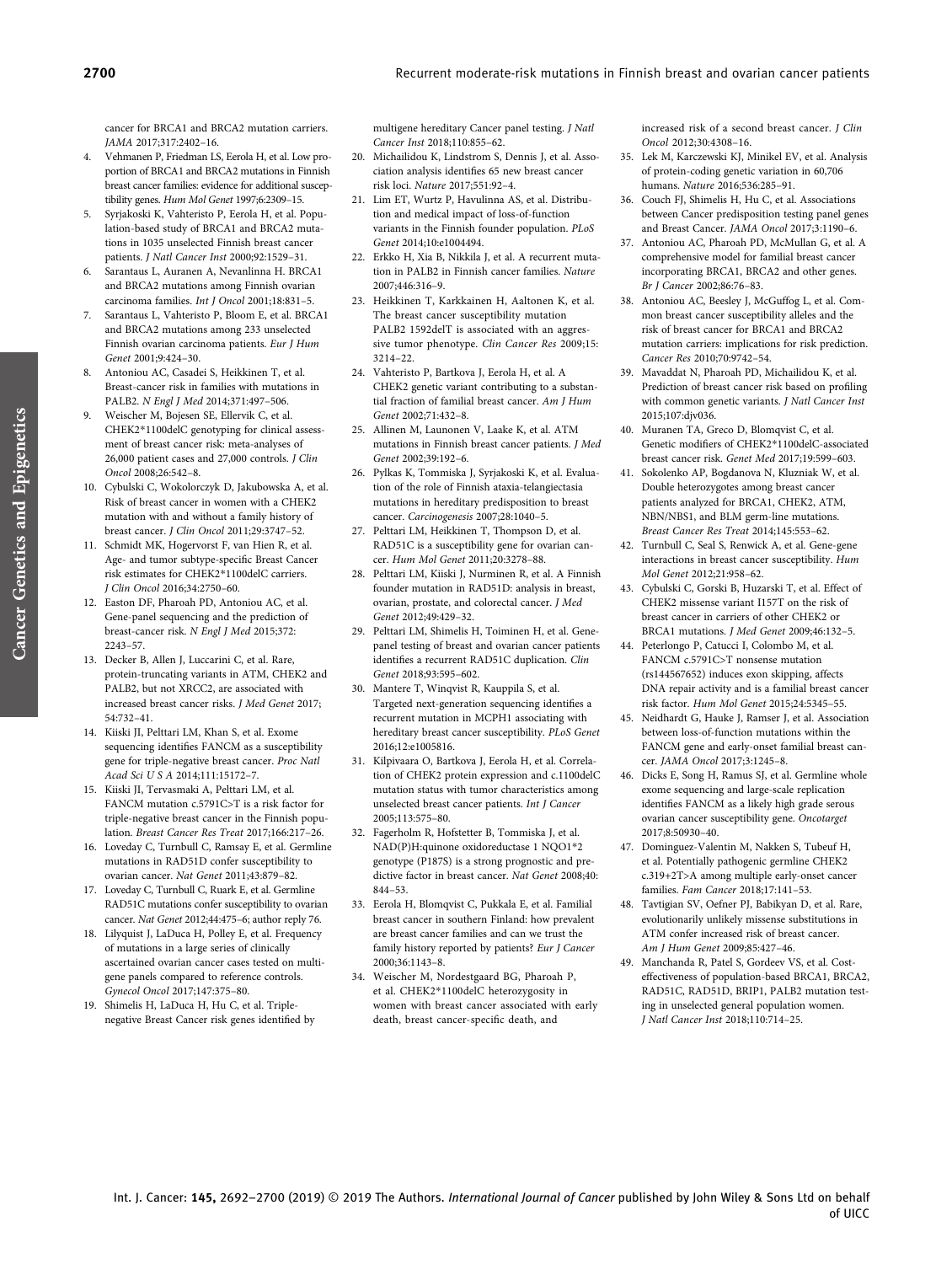cancer for BRCA1 and BRCA2 mutation carriers. *JAMA* 2017;317:2402–16.

4. Vehmanen P, Friedman LS, Eerola H, et al. Low proportion of BRCA1 and BRCA2 mutations in Finnish breast cancer families: evidence for additional susceptibility genes. *Hum Mol Genet* 1997;6:2309–15.
5. Syrjakoski K, Vahteristo P, Eerola H, et al. Population-based study of BRCA1 and BRCA2 mutations in 1035 unselected Finnish breast cancer patients. *J Natl Cancer Inst* 2000;92:1529–31.
6. Sarantaus L, Auranen A, Nevanlinna H. BRCA1 and BRCA2 mutations among Finnish ovarian carcinoma families. *Int J Oncol* 2001;18:831–5.
7. Sarantaus L, Vahteristo P, Bloom E, et al. BRCA1 and BRCA2 mutations among 233 unselected Finnish ovarian carcinoma patients. *Eur J Hum Genet* 2001;9:424–30.
8. Antoniou AC, Casadei S, Heikkinen T, et al. Breast-cancer risk in families with mutations in PALB2. *N Engl J Med* 2014;371:497–506.
9. Weischer M, Bojesen SE, Ellervik C, et al. CHEK2*1100delC genotyping for clinical assessment of breast cancer risk: meta-analyses of 26,000 patient cases and 27,000 controls. *J Clin Oncol* 2008;26:542–8.
10. Cybulski C, Wokolorczyk D, Jakubowska A, et al. Risk of breast cancer in women with a CHEK2 mutation with and without a family history of breast cancer. *J Clin Oncol* 2011;29:3747–52.
11. Schmidt MK, Hogervorst F, van Hien R, et al. Age- and tumor subtype-specific Breast Cancer risk estimates for CHEK2*1100delC carriers. *J Clin Oncol* 2016;34:2750–60.
12. Easton DF, Pharoah PD, Antoniou AC, et al. Gene-panel sequencing and the prediction of breast-cancer risk. *N Engl J Med* 2015;372: 2243–57.
13. Decker B, Allen J, Luccarini C, et al. Rare, protein-truncating variants in ATM, CHEK2 and PALB2, but not XRCC2, are associated with increased breast cancer risks. *J Med Genet* 2017; 54:732–41.
14. Kiiski JI, Pelttari LM, Khan S, et al. Exome sequencing identifies FANCM as a susceptibility gene for triple-negative breast cancer. *Proc Natl Acad Sci U S A* 2014;111:15172–7.
15. Kiiski JI, Tervasmaki A, Pelttari LM, et al. FANCM mutation c.5791C>T is a risk factor for triple-negative breast cancer in the Finnish population. *Breast Cancer Res Treat* 2017;166:217–26.
16. Loveday C, Turnbull C, Ramsay E, et al. Germline mutations in RAD51D confer susceptibility to ovarian cancer. *Nat Genet* 2011;43:879–82.
17. Loveday C, Turnbull C, Ruark E, et al. Germline RAD51C mutations confer susceptibility to ovarian cancer. *Nat Genet* 2012;44:475–6; author reply 76.
18. Lilyquist J, LaDuca H, Polley E, et al. Frequency of mutations in a large series of clinically ascertained ovarian cancer cases tested on multi-gene panels compared to reference controls. *Gynecol Oncol* 2017;147:375–80.
19. Shimelis H, LaDuca H, Hu C, et al. Triple-negative Breast Cancer risk genes identified by multigene hereditary Cancer panel testing. *J Natl Cancer Inst* 2018;110:855–62.
20. Michailidou K, Lindstrom S, Dennis J, et al. Association analysis identifies 65 new breast cancer risk loci. *Nature* 2017;551:92–4.
21. Lim ET, Wurtz P, Havulinna AS, et al. Distribution and medical impact of loss-of-function variants in the Finnish founder population. *PLoS Genet* 2014;10:e1004494.
22. Erkko H, Xia B, Nikkila J, et al. A recurrent mutation in PALB2 in Finnish cancer families. *Nature* 2007;446:316–9.
23. Heikkinen T, Karkkainen H, Aaltonen K, et al. The breast cancer susceptibility mutation PALB2 1592delT is associated with an aggressive tumor phenotype. *Clin Cancer Res* 2009;15: 3214–22.
24. Vahteristo P, Bartkova J, Eerola H, et al. A CHEK2 genetic variant contributing to a substantial fraction of familial breast cancer. *Am J Hum Genet* 2002;71:432–8.
25. Allinen M, Launonen V, Laake K, et al. ATM mutations in Finnish breast cancer patients. *J Med Genet* 2002;39:192–6.
26. Pylkas K, Tommiska J, Syrjakoski K, et al. Evaluation of the role of Finnish ataxia-telangiectasia mutations in hereditary predisposition to breast cancer. *Carcinogenesis* 2007;28:1040–5.
27. Pelttari LM, Heikkinen T, Thompson D, et al. RAD51C is a susceptibility gene for ovarian cancer. *Hum Mol Genet* 2011;20:3278–88.
28. Pelttari LM, Kiiski J, Nurminen R, et al. A Finnish founder mutation in RAD51D: analysis in breast, ovarian, prostate, and colorectal cancer. *J Med Genet* 2012;49:429–32.
29. Pelttari LM, Shimelis H, Toiminen H, et al. Gene-panel testing of breast and ovarian cancer patients identifies a recurrent RAD51C duplication. *Clin Genet* 2018;93:595–602.
30. Mantere T, Winqvist R, Kauppila S, et al. Targeted next-generation sequencing identifies a recurrent mutation in MCPH1 associating with hereditary breast cancer susceptibility. *PLoS Genet* 2016;12:e1005816.
31. Kilpivaara O, Bartkova J, Eerola H, et al. Correlation of CHEK2 protein expression and c.1100delC mutation status with tumor characteristics among unselected breast cancer patients. *Int J Cancer* 2005;113:575–80.
32. Fagerholm R, Hofstetter B, Tommiska J, et al. NAD(P)H:quinone oxidoreductase 1 NQO1*2 genotype (P187S) is a strong prognostic and predictive factor in breast cancer. *Nat Genet* 2008;40: 844–53.
33. Eerola H, Blomqvist C, Pukkala E, et al. Familial breast cancer in southern Finland: how prevalent are breast cancer families and can we trust the family history reported by patients? *Eur J Cancer* 2000;36:1143–8.
34. Weischer M, Nordestgaard BG, Pharoah P, et al. CHEK2*1100delC heterozygosity in women with breast cancer associated with early death, breast cancer-specific death, and increased risk of a second breast cancer. *J Clin Oncol* 2012;30:4308–16.
35. Lek M, Karczewski KJ, Minikel EV, et al. Analysis of protein-coding genetic variation in 60,706 humans. *Nature* 2016;536:285–91.
36. Couch FJ, Shimelis H, Hu C, et al. Associations between Cancer predisposition testing panel genes and Breast Cancer. *JAMA Oncol* 2017;3:1190–6.
37. Antoniou AC, Pharoah PD, McMullan G, et al. A comprehensive model for familial breast cancer incorporating BRCA1, BRCA2 and other genes. *Br J Cancer* 2002;86:76–83.
38. Antoniou AC, Beesley J, McGuffog L, et al. Common breast cancer susceptibility alleles and the risk of breast cancer for BRCA1 and BRCA2 mutation carriers: implications for risk prediction. *Cancer Res* 2010;70:9742–54.
39. Mavaddat N, Pharoah PD, Michailidou K, et al. Prediction of breast cancer risk based on profiling with common genetic variants. *J Natl Cancer Inst* 2015;107:djv036.
40. Muranen TA, Greco D, Blomqvist C, et al. Genetic modifiers of CHEK2*1100delC-associated breast cancer risk. *Genet Med* 2017;19:599–603.
41. Sokolenko AP, Bogdanova N, Kluzniak W, et al. Double heterozygotes among breast cancer patients analyzed for BRCA1, CHEK2, ATM, NBN/NBS1, and BLM germ-line mutations. *Breast Cancer Res Treat* 2014;145:553–62.
42. Turnbull C, Seal S, Renwick A, et al. Gene-gene interactions in breast cancer susceptibility. *Hum Mol Genet* 2012;21:958–62.
43. Cybulski C, Gorski B, Huzarski T, et al. Effect of CHEK2 missense variant I157T on the risk of breast cancer in carriers of other CHEK2 or BRCA1 mutations. *J Med Genet* 2009;46:132–5.
44. Peterlongo P, Catucci I, Colombo M, et al. FANCM c.5791C>T nonsense mutation (rs144567652) induces exon skipping, affects DNA repair activity and is a familial breast cancer risk factor. *Hum Mol Genet* 2015;24:5345–55.
45. Neidhardt G, Hauke J, Ramser J, et al. Association between loss-of-function mutations within the FANCM gene and early-onset familial breast cancer. *JAMA Oncol* 2017;3:1245–8.
46. Dicks E, Song H, Ramus SJ, et al. Germline whole exome sequencing and large-scale replication identifies FANCM as a likely high grade serous ovarian cancer susceptibility gene. *Oncotarget* 2017;8:50930–40.
47. Dominguez-Valentin M, Nakken S, Tubeuf H, et al. Potentially pathogenic germline CHEK2 c.319+2T>A among multiple early-onset cancer families. *Fam Cancer* 2018;17:141–53.
48. Tavtigian SV, Oefner PJ, Babikyan D, et al. Rare, evolutionarily unlikely missense substitutions in ATM confer increased risk of breast cancer. *Am J Hum Genet* 2009;85:427–46.
49. Manchanda R, Patel S, Gordeev VS, et al. Cost-effectiveness of population-based BRCA1, BRCA2, RAD51C, RAD51D, BRIP1, PALB2 mutation testing in unselected general population women. *J Natl Cancer Inst* 2018;110:714–25.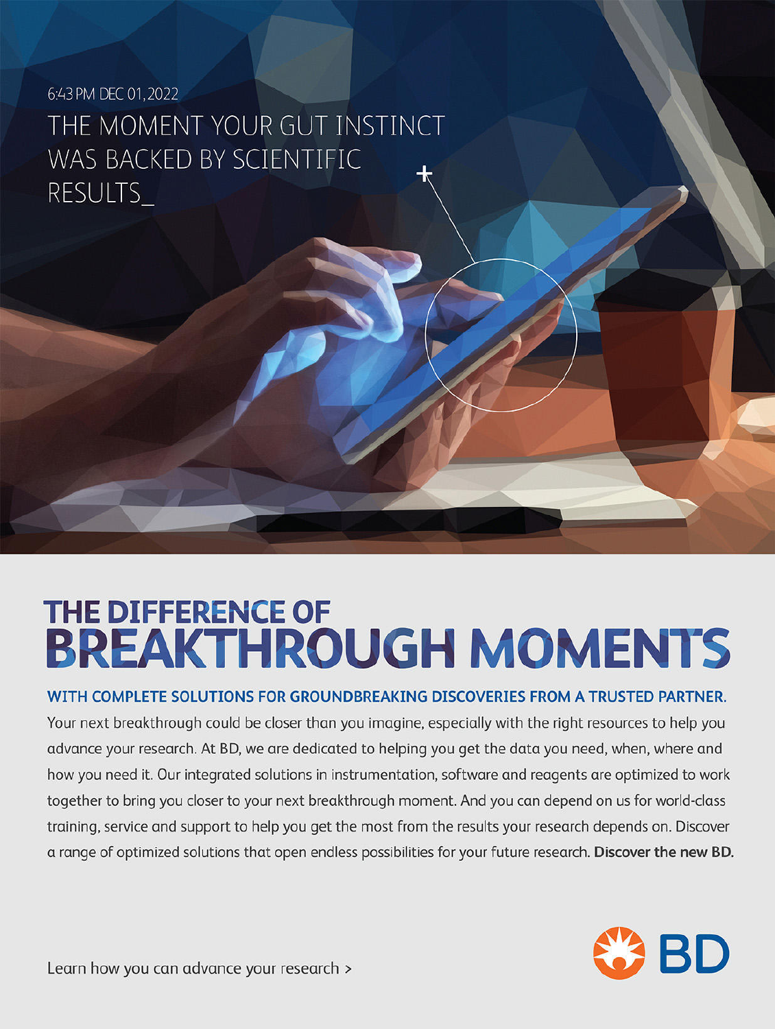6:43 PM DEC 01, 2022

THE MOMENT YOUR GUT INSTINCT WAS BACKED BY SCIENTIFIC RESULTS_

# THE DIFFERENCE OF BREAKTHROUGH MOMENTS

**WITH COMPLETE SOLUTIONS FOR GROUNDBREAKING DISCOVERIES FROM A TRUSTED PARTNER.**

Your next breakthrough could be closer than you imagine, especially with the right resources to help you advance your research. At BD, we are dedicated to helping you get the data you need, when, where and how you need it. Our integrated solutions in instrumentation, software and reagents are optimized to work together to bring you closer to your next breakthrough moment. And you can depend on us for world-class training, service and support to help you get the most from the results your research depends on. Discover a range of optimized solutions that open endless possibilities for your future research. **Discover the new BD.**

Learn how you can advance your research >

BD